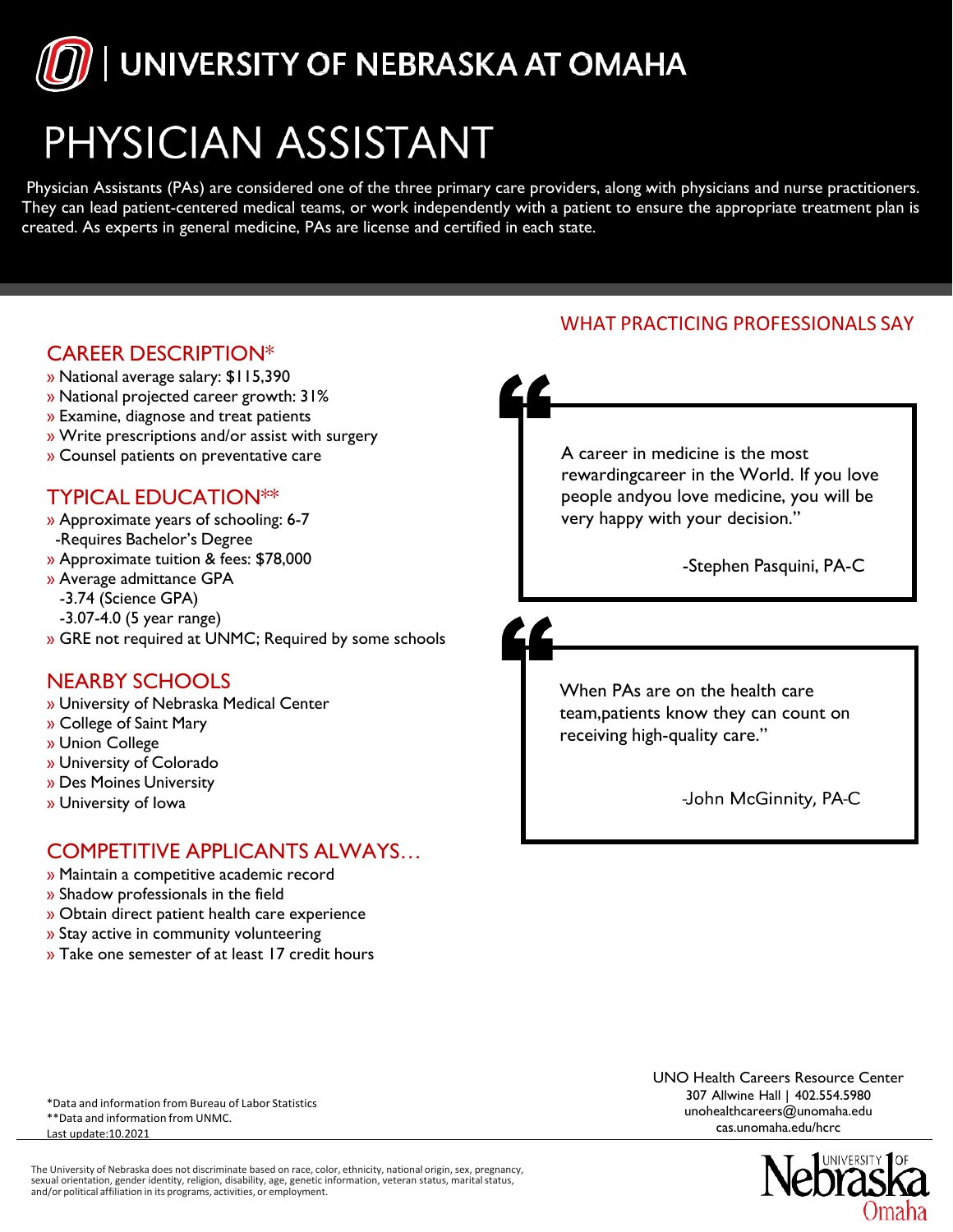# UNIVERSITY OF NEBRASKA AT OMAHA

# PHYSICIAN ASSISTANT

Physician Assistants (PAs) are considered one of the three primary care providers, along with physicians and nurse practitioners. They can lead patient-centered medical teams, or work independently with a patient to ensure the appropriate treatment plan is created. As experts in general medicine, PAs are license and certified in each state.

## CAREER DESCRIPTION*

- National average salary: $115,390
- National projected career growth: 31%
- Examine, diagnose and treat patients
- Write prescriptions and/or assist with surgery
- Counsel patients on preventative care

## TYPICAL EDUCATION**

- Approximate years of schooling: 6-7
  - -Requires Bachelor's Degree
- Approximate tuition & fees: $78,000
- Average admittance GPA
  - -3.74 (Science GPA)
  - -3.07-4.0 (5 year range)
- GRE not required at UNMC; Required by some schools

## NEARBY SCHOOLS

- University of Nebraska Medical Center
- College of Saint Mary
- Union College
- University of Colorado
- Des Moines University
- University of Iowa

## COMPETITIVE APPLICANTS ALWAYS…

- Maintain a competitive academic record
- Shadow professionals in the field
- Obtain direct patient health care experience
- Stay active in community volunteering
- Take one semester of at least 17 credit hours

## WHAT PRACTICING PROFESSIONALS SAY

> "A career in medicine is the most rewardingcareer in the World. If you love people andyou love medicine, you will be very happy with your decision."
>
> -Stephen Pasquini, PA-C

> "When PAs are on the health care team,patients know they can count on receiving high-quality care."
>
> -John McGinnity, PA-C

*Data and information from Bureau of Labor Statistics
**Data and information from UNMC.
Last update:10.2021

UNO Health Careers Resource Center
307 Allwine Hall | 402.554.5980
unohealthcareers@unomaha.edu
cas.unomaha.edu/hcrc

The University of Nebraska does not discriminate based on race, color, ethnicity, national origin, sex, pregnancy, sexual orientation, gender identity, religion, disability, age, genetic information, veteran status, marital status, and/or political affiliation in its programs, activities, or employment.

University of Nebraska Omaha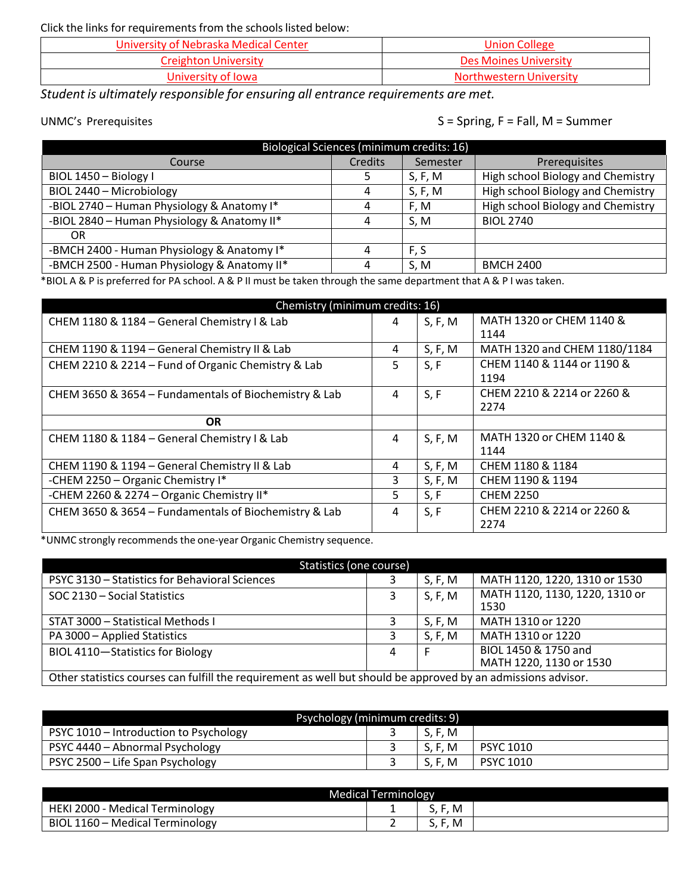Click the links for requirements from the schools listed below:

| University of Nebraska Medical Center | Union College |
|---|---|
| Creighton University | Des Moines University |
| University of Iowa | Northwestern University |

*Student is ultimately responsible for ensuring all entrance requirements are met.*

UNMC's Prerequisites

S = Spring, F = Fall, M = Summer

| Biological Sciences (minimum credits: 16) | | | |
|---|---|---|---|
| Course | Credits | Semester | Prerequisites |
| BIOL 1450 – Biology I | 5 | S, F, M | High school Biology and Chemistry |
| BIOL 2440 – Microbiology | 4 | S, F, M | High school Biology and Chemistry |
| -BIOL 2740 – Human Physiology & Anatomy I* | 4 | F, M | High school Biology and Chemistry |
| -BIOL 2840 – Human Physiology & Anatomy II* | 4 | S, M | BIOL 2740 |
| OR | | | |
| -BMCH 2400 - Human Physiology & Anatomy I* | 4 | F, S | |
| -BMCH 2500 - Human Physiology & Anatomy II* | 4 | S, M | BMCH 2400 |

*BIOL A & P is preferred for PA school. A & P II must be taken through the same department that A & P I was taken.

| Chemistry (minimum credits: 16) | | | |
|---|---|---|---|
| CHEM 1180 & 1184 – General Chemistry I & Lab | 4 | S, F, M | MATH 1320 or CHEM 1140 & 1144 |
| CHEM 1190 & 1194 – General Chemistry II & Lab | 4 | S, F, M | MATH 1320 and CHEM 1180/1184 |
| CHEM 2210 & 2214 – Fund of Organic Chemistry & Lab | 5 | S, F | CHEM 1140 & 1144 or 1190 & 1194 |
| CHEM 3650 & 3654 – Fundamentals of Biochemistry & Lab | 4 | S, F | CHEM 2210 & 2214 or 2260 & 2274 |
| **OR** | | | |
| CHEM 1180 & 1184 – General Chemistry I & Lab | 4 | S, F, M | MATH 1320 or CHEM 1140 & 1144 |
| CHEM 1190 & 1194 – General Chemistry II & Lab | 4 | S, F, M | CHEM 1180 & 1184 |
| -CHEM 2250 – Organic Chemistry I* | 3 | S, F, M | CHEM 1190 & 1194 |
| -CHEM 2260 & 2274 – Organic Chemistry II* | 5 | S, F | CHEM 2250 |
| CHEM 3650 & 3654 – Fundamentals of Biochemistry & Lab | 4 | S, F | CHEM 2210 & 2214 or 2260 & 2274 |

*UNMC strongly recommends the one-year Organic Chemistry sequence.

| Statistics (one course) | | | |
|---|---|---|---|
| PSYC 3130 – Statistics for Behavioral Sciences | 3 | S, F, M | MATH 1120, 1220, 1310 or 1530 |
| SOC 2130 – Social Statistics | 3 | S, F, M | MATH 1120, 1130, 1220, 1310 or 1530 |
| STAT 3000 – Statistical Methods I | 3 | S, F, M | MATH 1310 or 1220 |
| PA 3000 – Applied Statistics | 3 | S, F, M | MATH 1310 or 1220 |
| BIOL 4110—Statistics for Biology | 4 | F | BIOL 1450 & 1750 and MATH 1220, 1130 or 1530 |
| Other statistics courses can fulfill the requirement as well but should be approved by an admissions advisor. | | | |

| Psychology (minimum credits: 9) | | | |
|---|---|---|---|
| PSYC 1010 – Introduction to Psychology | 3 | S, F, M | |
| PSYC 4440 – Abnormal Psychology | 3 | S, F, M | PSYC 1010 |
| PSYC 2500 – Life Span Psychology | 3 | S, F, M | PSYC 1010 |

| Medical Terminology | | | |
|---|---|---|---|
| HEKI 2000 - Medical Terminology | 1 | S, F, M | |
| BIOL 1160 – Medical Terminology | 2 | S, F, M | |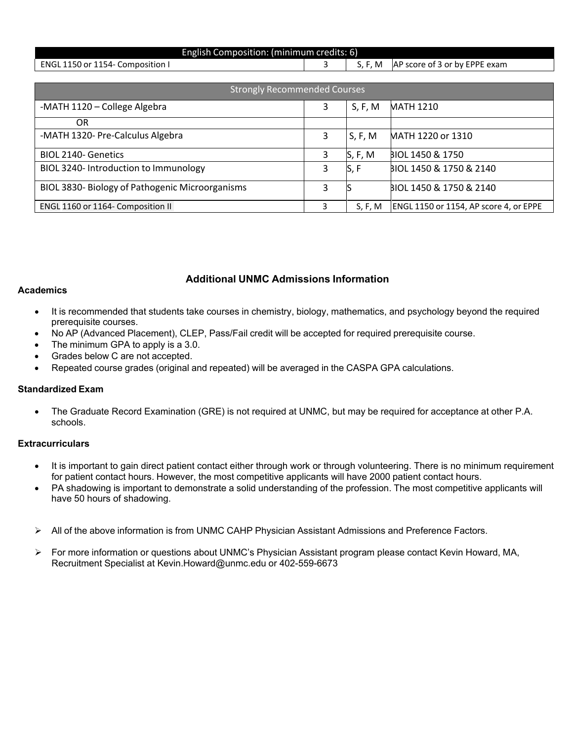| English Composition: (minimum credits: 6) | | | |
| --- | --- | --- | --- |
| ENGL 1150 or 1154- Composition I | 3 | S, F, M | AP score of 3 or by EPPE exam |

| Strongly Recommended Courses | | | |
| --- | --- | --- | --- |
| -MATH 1120 – College Algebra | 3 | S, F, M | MATH 1210 |
| OR | | | |
| -MATH 1320- Pre-Calculus Algebra | 3 | S, F, M | MATH 1220 or 1310 |
| BIOL 2140- Genetics | 3 | S, F, M | BIOL 1450 & 1750 |
| BIOL 3240- Introduction to Immunology | 3 | S, F | BIOL 1450 & 1750 & 2140 |
| BIOL 3830- Biology of Pathogenic Microorganisms | 3 | S | BIOL 1450 & 1750 & 2140 |
| ENGL 1160 or 1164- Composition II | 3 | S, F, M | ENGL 1150 or 1154, AP score 4, or EPPE |

## Additional UNMC Admissions Information

### Academics

- It is recommended that students take courses in chemistry, biology, mathematics, and psychology beyond the required prerequisite courses.
- No AP (Advanced Placement), CLEP, Pass/Fail credit will be accepted for required prerequisite course.
- The minimum GPA to apply is a 3.0.
- Grades below C are not accepted.
- Repeated course grades (original and repeated) will be averaged in the CASPA GPA calculations.

### Standardized Exam

- The Graduate Record Examination (GRE) is not required at UNMC, but may be required for acceptance at other P.A. schools.

### Extracurriculars

- It is important to gain direct patient contact either through work or through volunteering. There is no minimum requirement for patient contact hours. However, the most competitive applicants will have 2000 patient contact hours.
- PA shadowing is important to demonstrate a solid understanding of the profession. The most competitive applicants will have 50 hours of shadowing.

- All of the above information is from UNMC CAHP Physician Assistant Admissions and Preference Factors.
- For more information or questions about UNMC's Physician Assistant program please contact Kevin Howard, MA, Recruitment Specialist at Kevin.Howard@unmc.edu or 402-559-6673